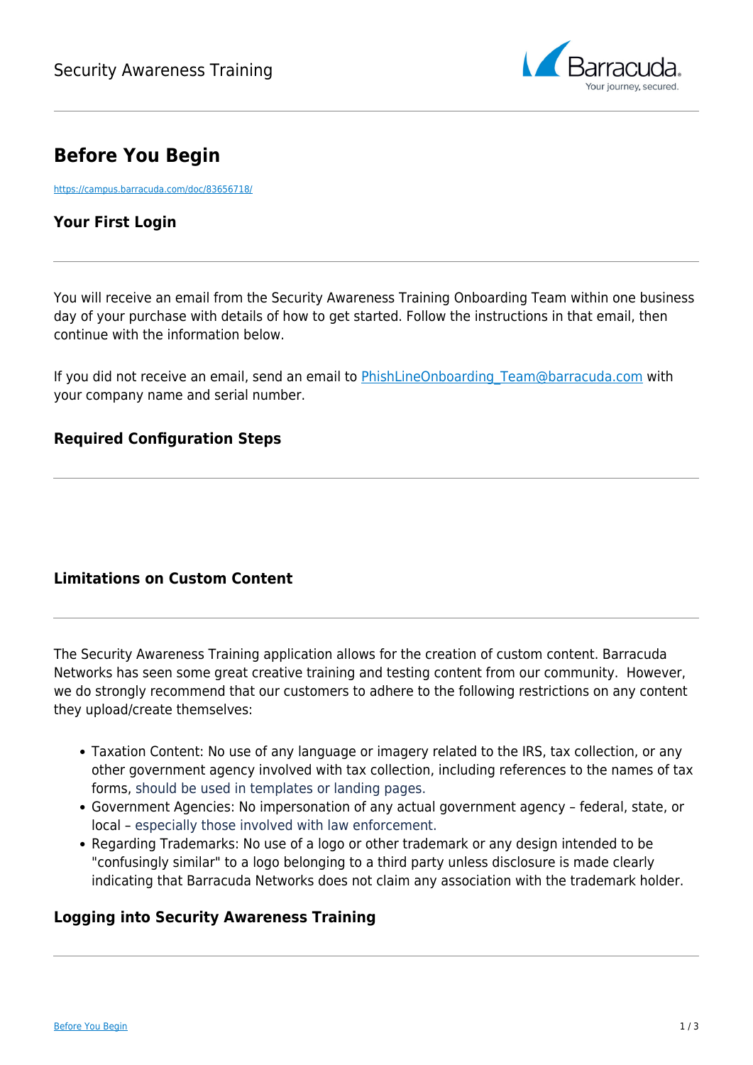# Before You Begin

https://campus.barracuda.com/doc/83656718/

## Your First Login

You will receive an email from the Security Awareness Training Onboarding Team within one business day of your purchase with details of how to get started. Follow the instructions in that email, then continue with the information below.

If you did not receive an email, send an email to [PhishLineOnboarding_Team@barracuda.com](mailto:PhishLineOnboarding_Team@barracuda.com) with your company name and serial number.

## Required Configuration Steps

## Limitations on Custom Content

The Security Awareness Training application allows for the creation of custom content. Barracuda Networks has seen some great creative training and testing content from our community. However, we do strongly recommend that our customers to adhere to the following restrictions on any content they upload/create themselves:

- Taxation Content: No use of any language or imagery related to the IRS, tax collection, or any other government agency involved with tax collection, including references to the names of tax forms, should be used in templates or landing pages.
- Government Agencies: No impersonation of any actual government agency – federal, state, or local – especially those involved with law enforcement.
- Regarding Trademarks: No use of a logo or other trademark or any design intended to be "confusingly similar" to a logo belonging to a third party unless disclosure is made clearly indicating that Barracuda Networks does not claim any association with the trademark holder.

## Logging into Security Awareness Training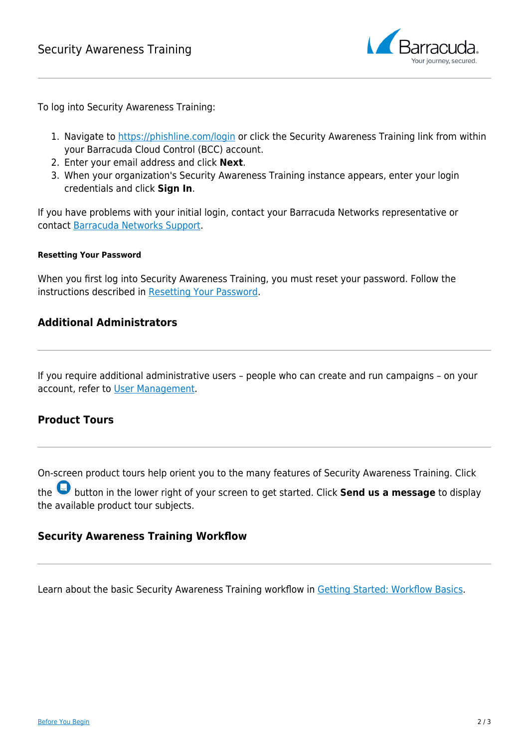To log into Security Awareness Training:

1. Navigate to [https://phishline.com/login](https://phishline.com/login) or click the Security Awareness Training link from within your Barracuda Cloud Control (BCC) account.
2. Enter your email address and click **Next**.
3. When your organization's Security Awareness Training instance appears, enter your login credentials and click **Sign In**.

If you have problems with your initial login, contact your Barracuda Networks representative or contact Barracuda Networks Support.

#### Resetting Your Password

When you first log into Security Awareness Training, you must reset your password. Follow the instructions described in Resetting Your Password.

## Additional Administrators

If you require additional administrative users – people who can create and run campaigns – on your account, refer to User Management.

## Product Tours

On-screen product tours help orient you to the many features of Security Awareness Training. Click the button in the lower right of your screen to get started. Click **Send us a message** to display the available product tour subjects.

## Security Awareness Training Workflow

Learn about the basic Security Awareness Training workflow in Getting Started: Workflow Basics.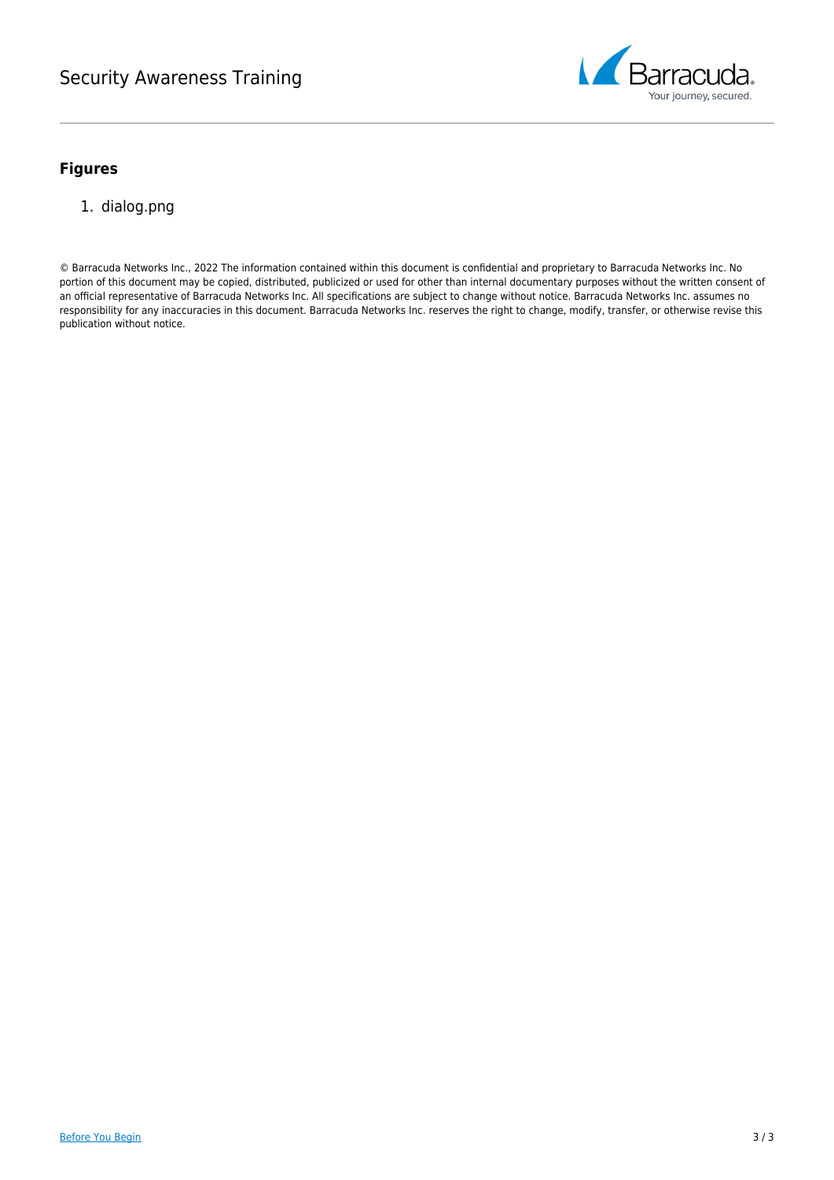## Figures

1. dialog.png

© Barracuda Networks Inc., 2022 The information contained within this document is confidential and proprietary to Barracuda Networks Inc. No portion of this document may be copied, distributed, publicized or used for other than internal documentary purposes without the written consent of an official representative of Barracuda Networks Inc. All specifications are subject to change without notice. Barracuda Networks Inc. assumes no responsibility for any inaccuracies in this document. Barracuda Networks Inc. reserves the right to change, modify, transfer, or otherwise revise this publication without notice.